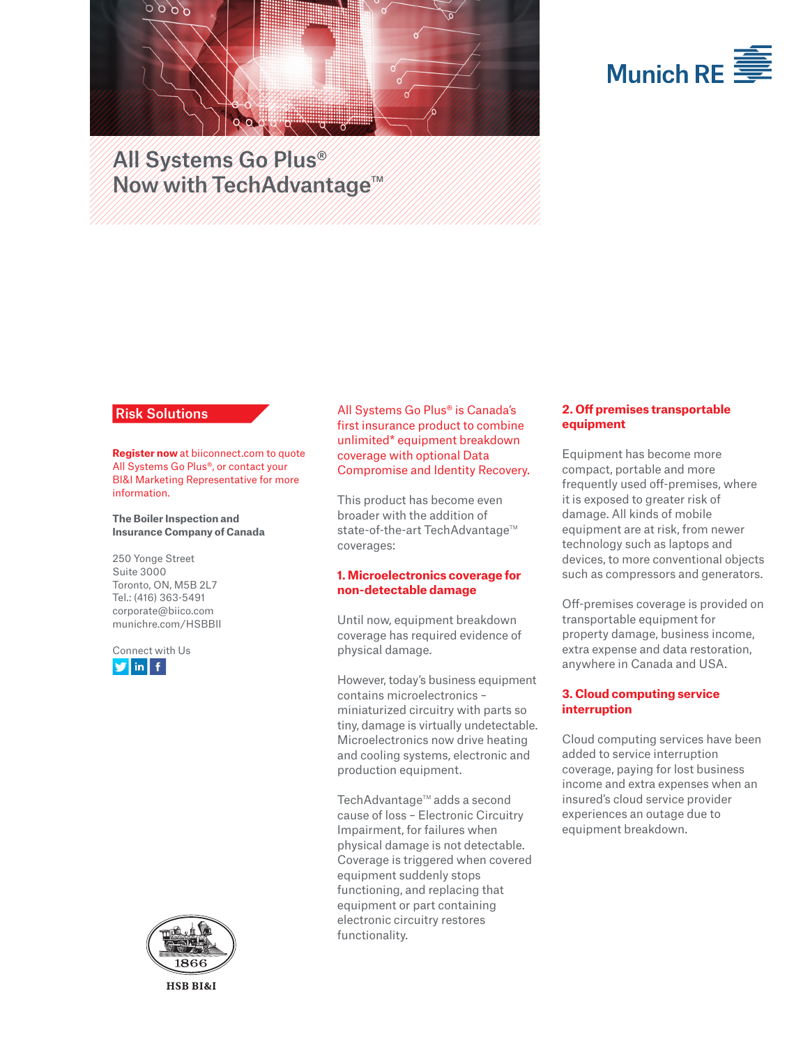Munich RE

# All Systems Go Plus®
# Now with TechAdvantage™

## Risk Solutions

**Register now** at biiconnect.com to quote All Systems Go Plus®, or contact your BI&I Marketing Representative for more information.

**The Boiler Inspection and Insurance Company of Canada**

250 Yonge Street
Suite 3000
Toronto, ON, M5B 2L7
Tel.: (416) 363-5491
corporate@biico.com
munichre.com/HSBBII

Connect with Us

All Systems Go Plus® is Canada's first insurance product to combine unlimited* equipment breakdown coverage with optional Data Compromise and Identity Recovery.

This product has become even broader with the addition of state-of-the-art TechAdvantage™ coverages:

### 1. Microelectronics coverage for non-detectable damage

Until now, equipment breakdown coverage has required evidence of physical damage.

However, today's business equipment contains microelectronics – miniaturized circuitry with parts so tiny, damage is virtually undetectable. Microelectronics now drive heating and cooling systems, electronic and production equipment.

TechAdvantage™ adds a second cause of loss – Electronic Circuitry Impairment, for failures when physical damage is not detectable. Coverage is triggered when covered equipment suddenly stops functioning, and replacing that equipment or part containing electronic circuitry restores functionality.

### 2. Off premises transportable equipment

Equipment has become more compact, portable and more frequently used off-premises, where it is exposed to greater risk of damage. All kinds of mobile equipment are at risk, from newer technology such as laptops and devices, to more conventional objects such as compressors and generators.

Off-premises coverage is provided on transportable equipment for property damage, business income, extra expense and data restoration, anywhere in Canada and USA.

### 3. Cloud computing service interruption

Cloud computing services have been added to service interruption coverage, paying for lost business income and extra expenses when an insured's cloud service provider experiences an outage due to equipment breakdown.

1866

HSB BI&I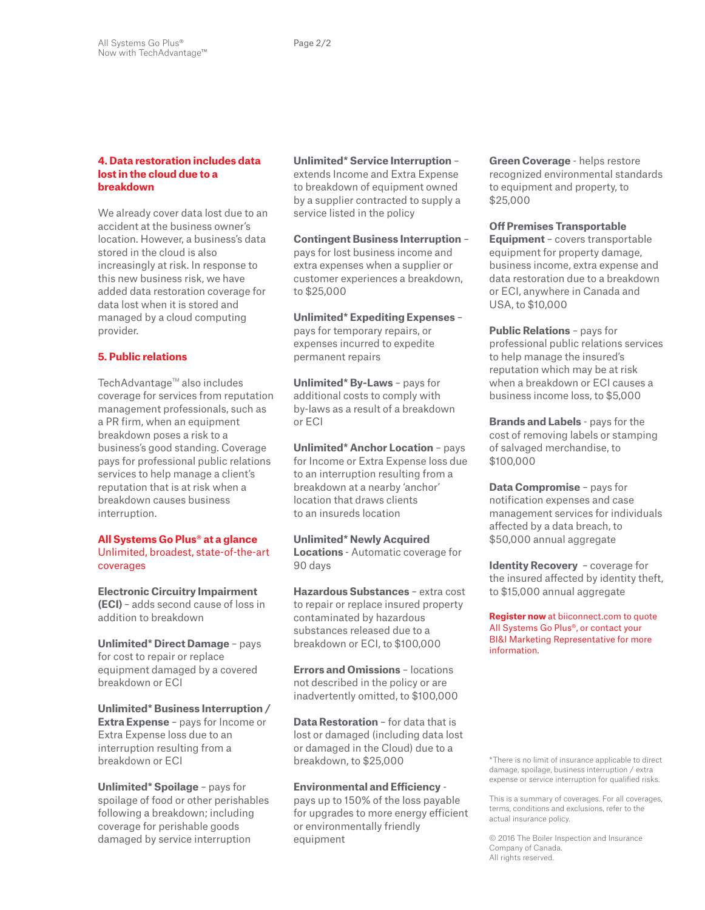### 4. Data restoration includes data lost in the cloud due to a breakdown

We already cover data lost due to an accident at the business owner's location. However, a business's data stored in the cloud is also increasingly at risk. In response to this new business risk, we have added data restoration coverage for data lost when it is stored and managed by a cloud computing provider.

### 5. Public relations

TechAdvantage™ also includes coverage for services from reputation management professionals, such as a PR firm, when an equipment breakdown poses a risk to a business's good standing. Coverage pays for professional public relations services to help manage a client's reputation that is at risk when a breakdown causes business interruption.

### All Systems Go Plus® at a glance

Unlimited, broadest, state-of-the-art coverages

**Electronic Circuitry Impairment (ECI)** – adds second cause of loss in addition to breakdown

**Unlimited* Direct Damage** – pays for cost to repair or replace equipment damaged by a covered breakdown or ECI

**Unlimited* Business Interruption / Extra Expense** – pays for Income or Extra Expense loss due to an interruption resulting from a breakdown or ECI

**Unlimited* Spoilage** – pays for spoilage of food or other perishables following a breakdown; including coverage for perishable goods damaged by service interruption

**Unlimited* Service Interruption** – extends Income and Extra Expense to breakdown of equipment owned by a supplier contracted to supply a service listed in the policy

**Contingent Business Interruption** – pays for lost business income and extra expenses when a supplier or customer experiences a breakdown, to $25,000

**Unlimited* Expediting Expenses** – pays for temporary repairs, or expenses incurred to expedite permanent repairs

**Unlimited* By-Laws** – pays for additional costs to comply with by-laws as a result of a breakdown or ECI

**Unlimited* Anchor Location** – pays for Income or Extra Expense loss due to an interruption resulting from a breakdown at a nearby 'anchor' location that draws clients to an insureds location

**Unlimited* Newly Acquired Locations** - Automatic coverage for 90 days

**Hazardous Substances** – extra cost to repair or replace insured property contaminated by hazardous substances released due to a breakdown or ECI, to $100,000

**Errors and Omissions** – locations not described in the policy or are inadvertently omitted, to $100,000

**Data Restoration** – for data that is lost or damaged (including data lost or damaged in the Cloud) due to a breakdown, to $25,000

**Environmental and Efficiency** - pays up to 150% of the loss payable for upgrades to more energy efficient or environmentally friendly equipment

**Green Coverage** - helps restore recognized environmental standards to equipment and property, to $25,000

**Off Premises Transportable Equipment** – covers transportable equipment for property damage, business income, extra expense and data restoration due to a breakdown or ECI, anywhere in Canada and USA, to $10,000

**Public Relations** – pays for professional public relations services to help manage the insured's reputation which may be at risk when a breakdown or ECI causes a business income loss, to $5,000

**Brands and Labels** - pays for the cost of removing labels or stamping of salvaged merchandise, to $100,000

**Data Compromise** – pays for notification expenses and case management services for individuals affected by a data breach, to $50,000 annual aggregate

**Identity Recovery** – coverage for the insured affected by identity theft, to $15,000 annual aggregate

**Register now** at biiconnect.com to quote All Systems Go Plus®, or contact your BI&I Marketing Representative for more information.

*There is no limit of insurance applicable to direct damage, spoilage, business interruption / extra expense or service interruption for qualified risks.

This is a summary of coverages. For all coverages, terms, conditions and exclusions, refer to the actual insurance policy.

© 2016 The Boiler Inspection and Insurance Company of Canada. All rights reserved.